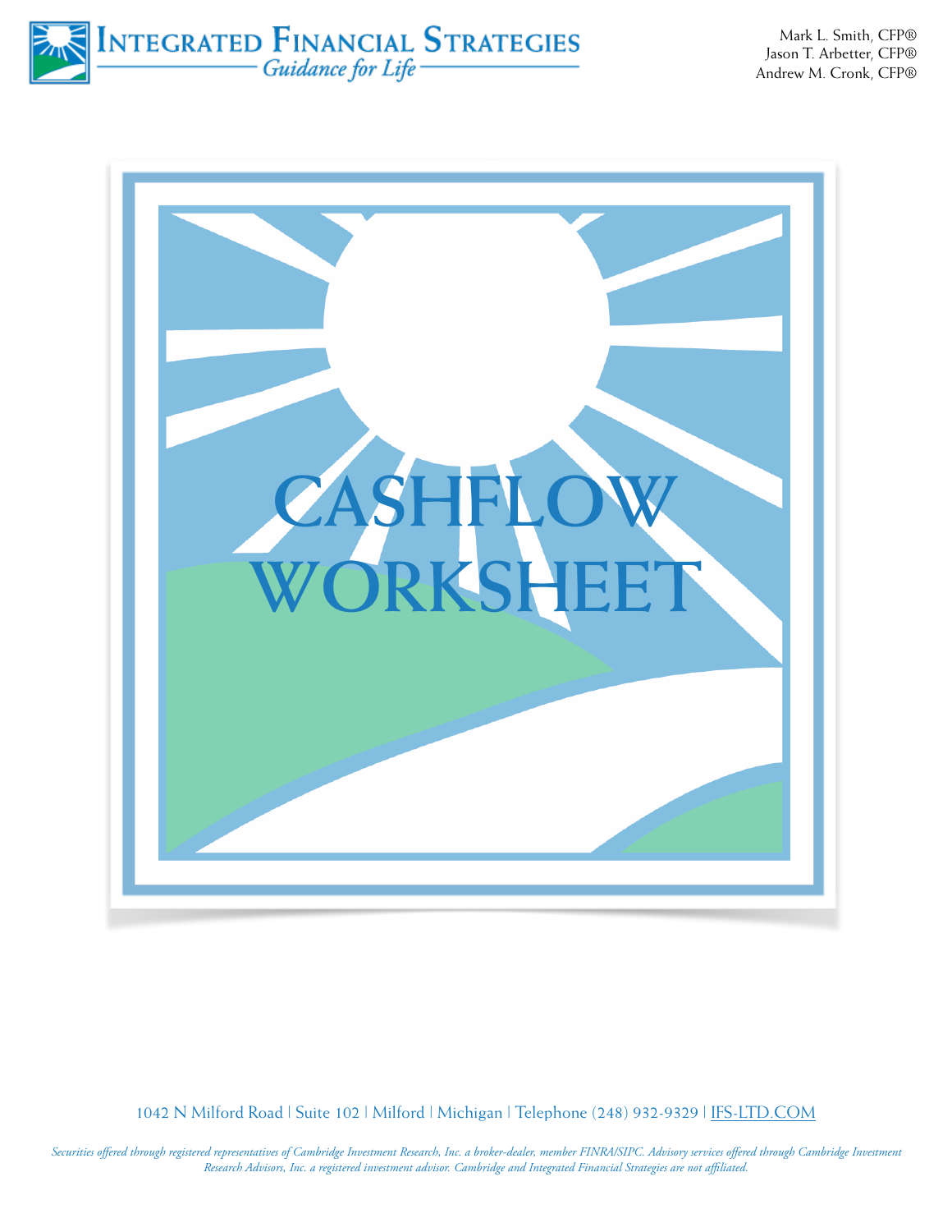# Integrated Financial Strategies

*Guidance for Life*

Mark L. Smith, CFP®
Jason T. Arbetter, CFP®
Andrew M. Cronk, CFP®

# CASHFLOW WORKSHEET

1042 N Milford Road | Suite 102 | Milford | Michigan | Telephone (248) 932-9329 | IFS-LTD.COM

*Securities offered through registered representatives of Cambridge Investment Research, Inc. a broker-dealer, member FINRA/SIPC. Advisory services offered through Cambridge Investment Research Advisors, Inc. a registered investment advisor. Cambridge and Integrated Financial Strategies are not affiliated.*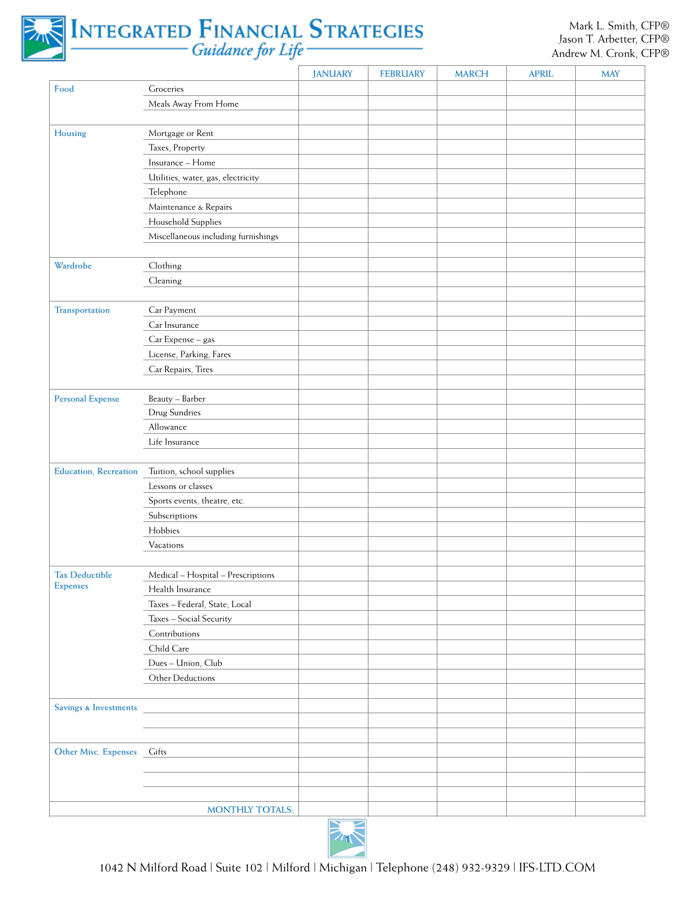# INTEGRATED FINANCIAL STRATEGIES

*Guidance for Life*

Mark L. Smith, CFP®
Jason T. Arbetter, CFP®
Andrew M. Cronk, CFP®

| | | JANUARY | FEBRUARY | MARCH | APRIL | MAY |
|---|---|---|---|---|---|---|
| Food | Groceries | | | | | |
| | Meals Away From Home | | | | | |
| | | | | | | |
| Housing | Mortgage or Rent | | | | | |
| | Taxes, Property | | | | | |
| | Insurance – Home | | | | | |
| | Utilities, water, gas, electricity | | | | | |
| | Telephone | | | | | |
| | Maintenance & Repairs | | | | | |
| | Household Supplies | | | | | |
| | Miscellaneous including furnishings | | | | | |
| | | | | | | |
| Wardrobe | Clothing | | | | | |
| | Cleaning | | | | | |
| | | | | | | |
| Transportation | Car Payment | | | | | |
| | Car Insurance | | | | | |
| | Car Expense – gas | | | | | |
| | License, Parking, Fares | | | | | |
| | Car Repairs, Tires | | | | | |
| | | | | | | |
| Personal Expense | Beauty – Barber | | | | | |
| | Drug Sundries | | | | | |
| | Allowance | | | | | |
| | Life Insurance | | | | | |
| | | | | | | |
| Education, Recreation | Tuition, school supplies | | | | | |
| | Lessons or classes | | | | | |
| | Sports events, theatre, etc. | | | | | |
| | Subscriptions | | | | | |
| | Hobbies | | | | | |
| | Vacations | | | | | |
| | | | | | | |
| Tax Deductible Expenses | Medical – Hospital – Prescriptions | | | | | |
| | Health Insurance | | | | | |
| | Taxes – Federal, State, Local | | | | | |
| | Taxes – Social Security | | | | | |
| | Contributions | | | | | |
| | Child Care | | | | | |
| | Dues – Union, Club | | | | | |
| | Other Deductions | | | | | |
| | | | | | | |
| Savings & Investments | | | | | | |
| | | | | | | |
| | | | | | | |
| Other Misc. Expenses | Gifts | | | | | |
| | | | | | | |
| | | | | | | |
| | | | | | | |
| | MONTHLY TOTALS: | | | | | |

1042 N Milford Road | Suite 102 | Milford | Michigan | Telephone (248) 932-9329 | IFS-LTD.COM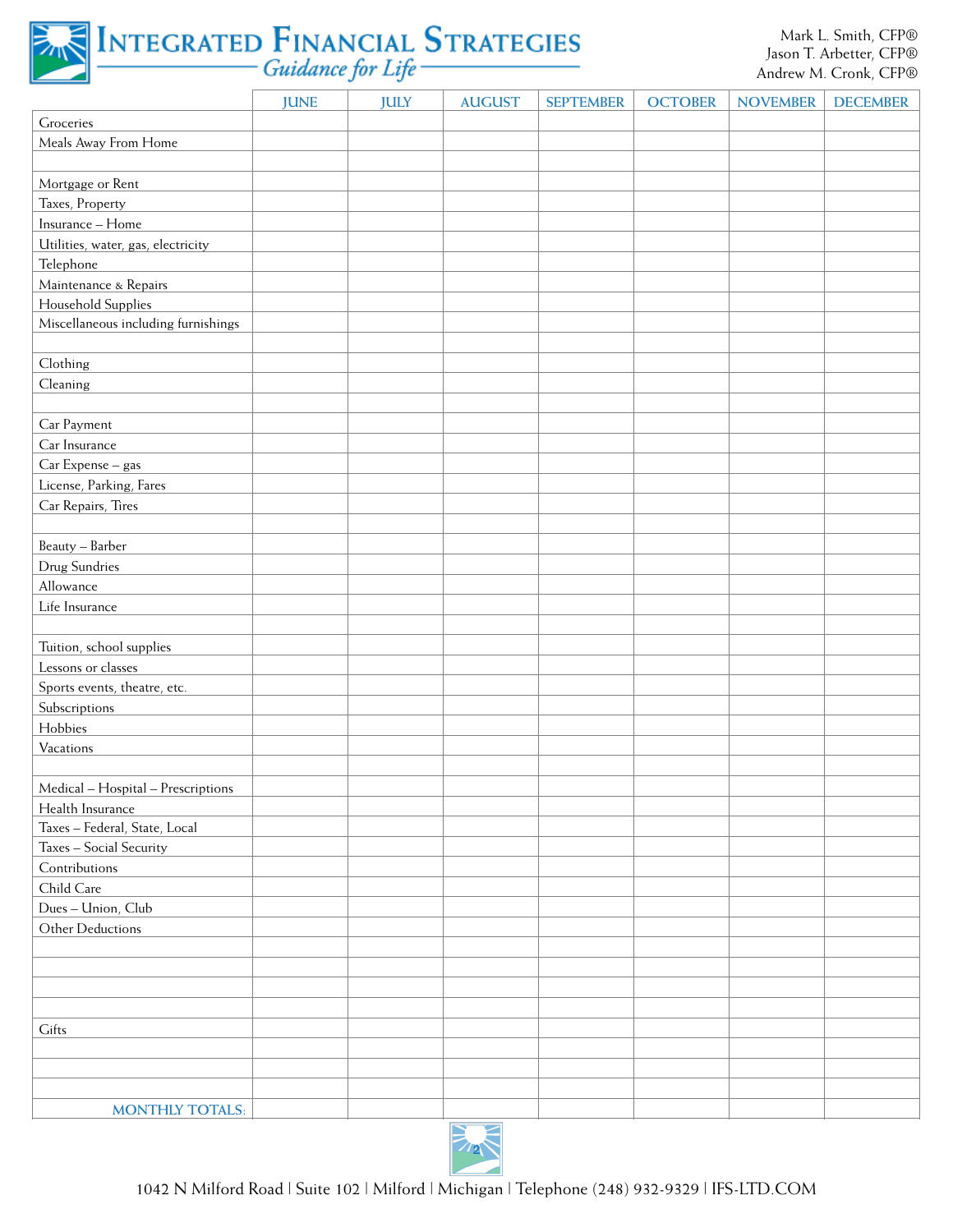| | JUNE | JULY | AUGUST | SEPTEMBER | OCTOBER | NOVEMBER | DECEMBER |
|---|---|---|---|---|---|---|---|
| Groceries | | | | | | | |
| Meals Away From Home | | | | | | | |
| | | | | | | | |
| Mortgage or Rent | | | | | | | |
| Taxes, Property | | | | | | | |
| Insurance – Home | | | | | | | |
| Utilities, water, gas, electricity | | | | | | | |
| Telephone | | | | | | | |
| Maintenance & Repairs | | | | | | | |
| Household Supplies | | | | | | | |
| Miscellaneous including furnishings | | | | | | | |
| | | | | | | | |
| Clothing | | | | | | | |
| Cleaning | | | | | | | |
| | | | | | | | |
| Car Payment | | | | | | | |
| Car Insurance | | | | | | | |
| Car Expense – gas | | | | | | | |
| License, Parking, Fares | | | | | | | |
| Car Repairs, Tires | | | | | | | |
| | | | | | | | |
| Beauty – Barber | | | | | | | |
| Drug Sundries | | | | | | | |
| Allowance | | | | | | | |
| Life Insurance | | | | | | | |
| | | | | | | | |
| Tuition, school supplies | | | | | | | |
| Lessons or classes | | | | | | | |
| Sports events, theatre, etc. | | | | | | | |
| Subscriptions | | | | | | | |
| Hobbies | | | | | | | |
| Vacations | | | | | | | |
| | | | | | | | |
| Medical – Hospital – Prescriptions | | | | | | | |
| Health Insurance | | | | | | | |
| Taxes – Federal, State, Local | | | | | | | |
| Taxes – Social Security | | | | | | | |
| Contributions | | | | | | | |
| Child Care | | | | | | | |
| Dues – Union, Club | | | | | | | |
| Other Deductions | | | | | | | |
| | | | | | | | |
| | | | | | | | |
| | | | | | | | |
| | | | | | | | |
| Gifts | | | | | | | |
| | | | | | | | |
| | | | | | | | |
| | | | | | | | |
| MONTHLY TOTALS: | | | | | | | |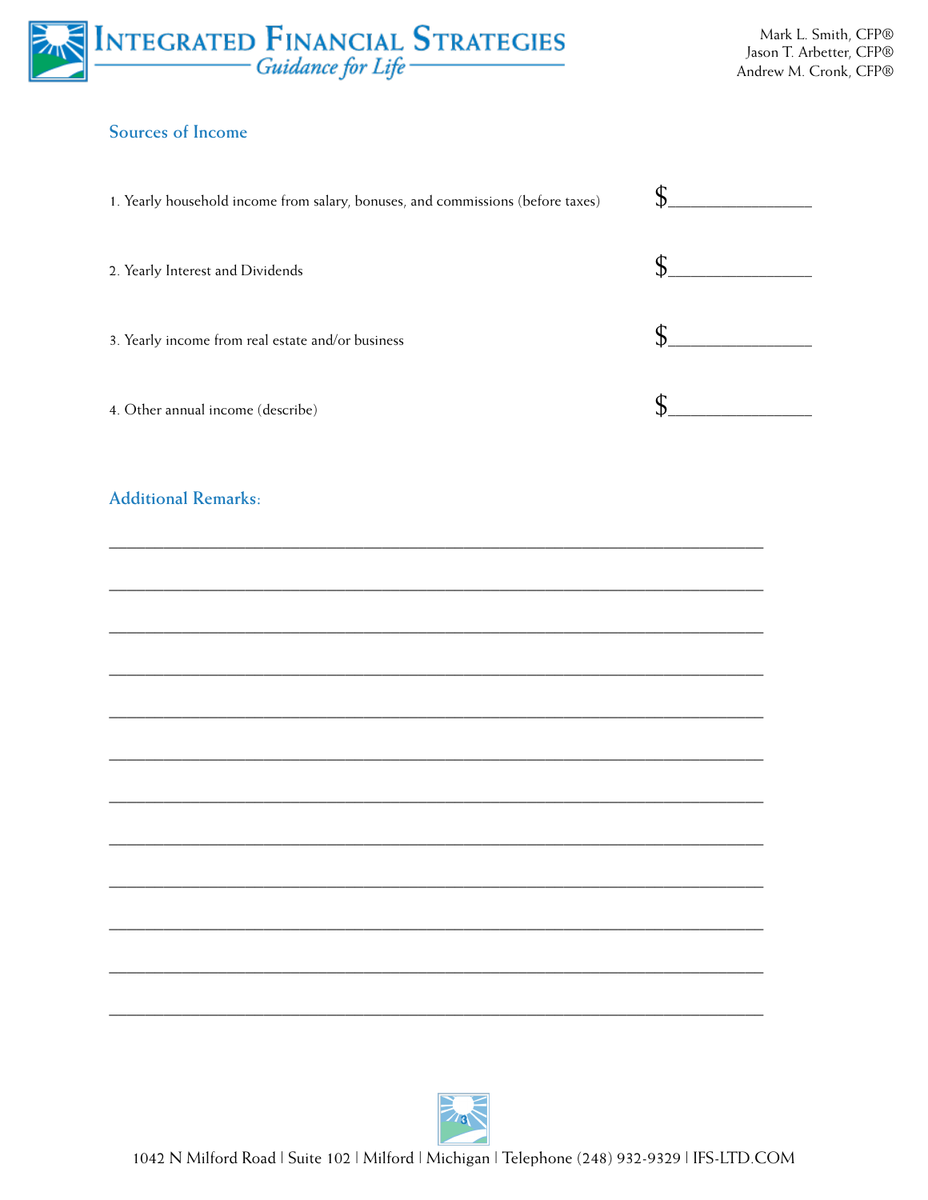## Sources of Income

1. Yearly household income from salary, bonuses, and commissions (before taxes) $________________

2. Yearly Interest and Dividends $________________

3. Yearly income from real estate and/or business $________________

4. Other annual income (describe) $________________

## Additional Remarks:

______________________________________________________________________________

______________________________________________________________________________

______________________________________________________________________________

______________________________________________________________________________

______________________________________________________________________________

______________________________________________________________________________

______________________________________________________________________________

______________________________________________________________________________

______________________________________________________________________________

______________________________________________________________________________

______________________________________________________________________________

______________________________________________________________________________